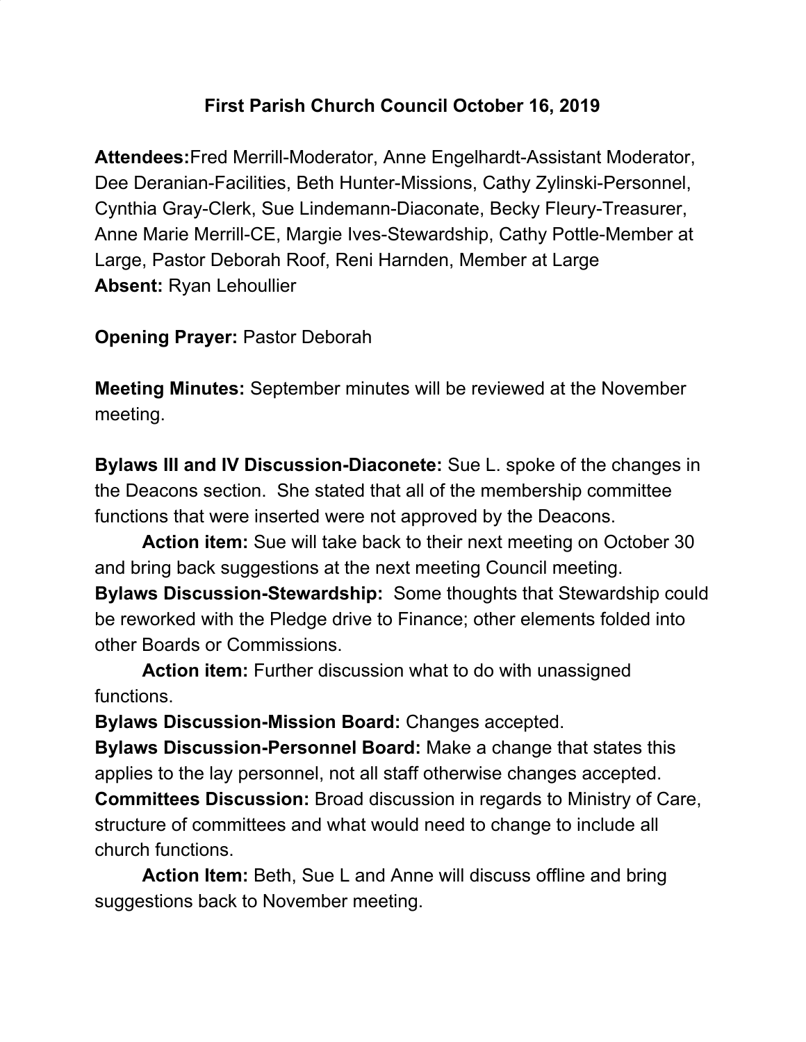# First Parish Church Council October 16, 2019

**Attendees:**Fred Merrill-Moderator, Anne Engelhardt-Assistant Moderator, Dee Deranian-Facilities, Beth Hunter-Missions, Cathy Zylinski-Personnel, Cynthia Gray-Clerk, Sue Lindemann-Diaconate, Becky Fleury-Treasurer, Anne Marie Merrill-CE, Margie Ives-Stewardship, Cathy Pottle-Member at Large, Pastor Deborah Roof, Reni Harnden, Member at Large
**Absent:** Ryan Lehoullier

**Opening Prayer:** Pastor Deborah

**Meeting Minutes:** September minutes will be reviewed at the November meeting.

**Bylaws III and IV Discussion-Diaconete:** Sue L. spoke of the changes in the Deacons section. She stated that all of the membership committee functions that were inserted were not approved by the Deacons.

**Action item:** Sue will take back to their next meeting on October 30 and bring back suggestions at the next meeting Council meeting.

**Bylaws Discussion-Stewardship:** Some thoughts that Stewardship could be reworked with the Pledge drive to Finance; other elements folded into other Boards or Commissions.

**Action item:** Further discussion what to do with unassigned functions.

**Bylaws Discussion-Mission Board:** Changes accepted.

**Bylaws Discussion-Personnel Board:** Make a change that states this applies to the lay personnel, not all staff otherwise changes accepted.

**Committees Discussion:** Broad discussion in regards to Ministry of Care, structure of committees and what would need to change to include all church functions.

**Action Item:** Beth, Sue L and Anne will discuss offline and bring suggestions back to November meeting.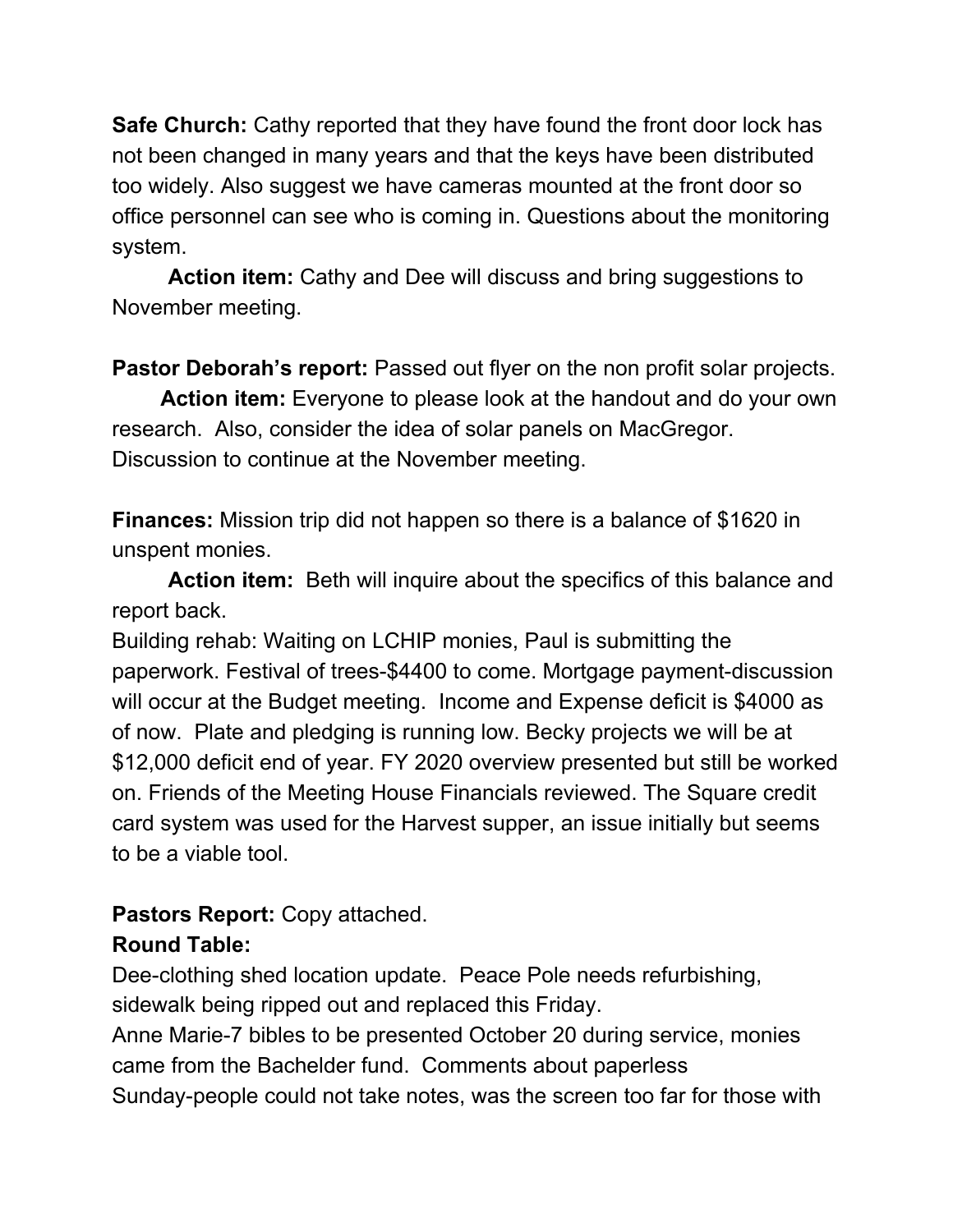**Safe Church:** Cathy reported that they have found the front door lock has not been changed in many years and that the keys have been distributed too widely. Also suggest we have cameras mounted at the front door so office personnel can see who is coming in. Questions about the monitoring system.

**Action item:** Cathy and Dee will discuss and bring suggestions to November meeting.

**Pastor Deborah's report:** Passed out flyer on the non profit solar projects.

**Action item:** Everyone to please look at the handout and do your own research. Also, consider the idea of solar panels on MacGregor. Discussion to continue at the November meeting.

**Finances:** Mission trip did not happen so there is a balance of $1620 in unspent monies.

**Action item:** Beth will inquire about the specifics of this balance and report back.

Building rehab: Waiting on LCHIP monies, Paul is submitting the paperwork. Festival of trees-$4400 to come. Mortgage payment-discussion will occur at the Budget meeting. Income and Expense deficit is $4000 as of now. Plate and pledging is running low. Becky projects we will be at $12,000 deficit end of year. FY 2020 overview presented but still be worked on. Friends of the Meeting House Financials reviewed. The Square credit card system was used for the Harvest supper, an issue initially but seems to be a viable tool.

**Pastors Report:** Copy attached.

**Round Table:**

Dee-clothing shed location update. Peace Pole needs refurbishing, sidewalk being ripped out and replaced this Friday.

Anne Marie-7 bibles to be presented October 20 during service, monies came from the Bachelder fund. Comments about paperless Sunday-people could not take notes, was the screen too far for those with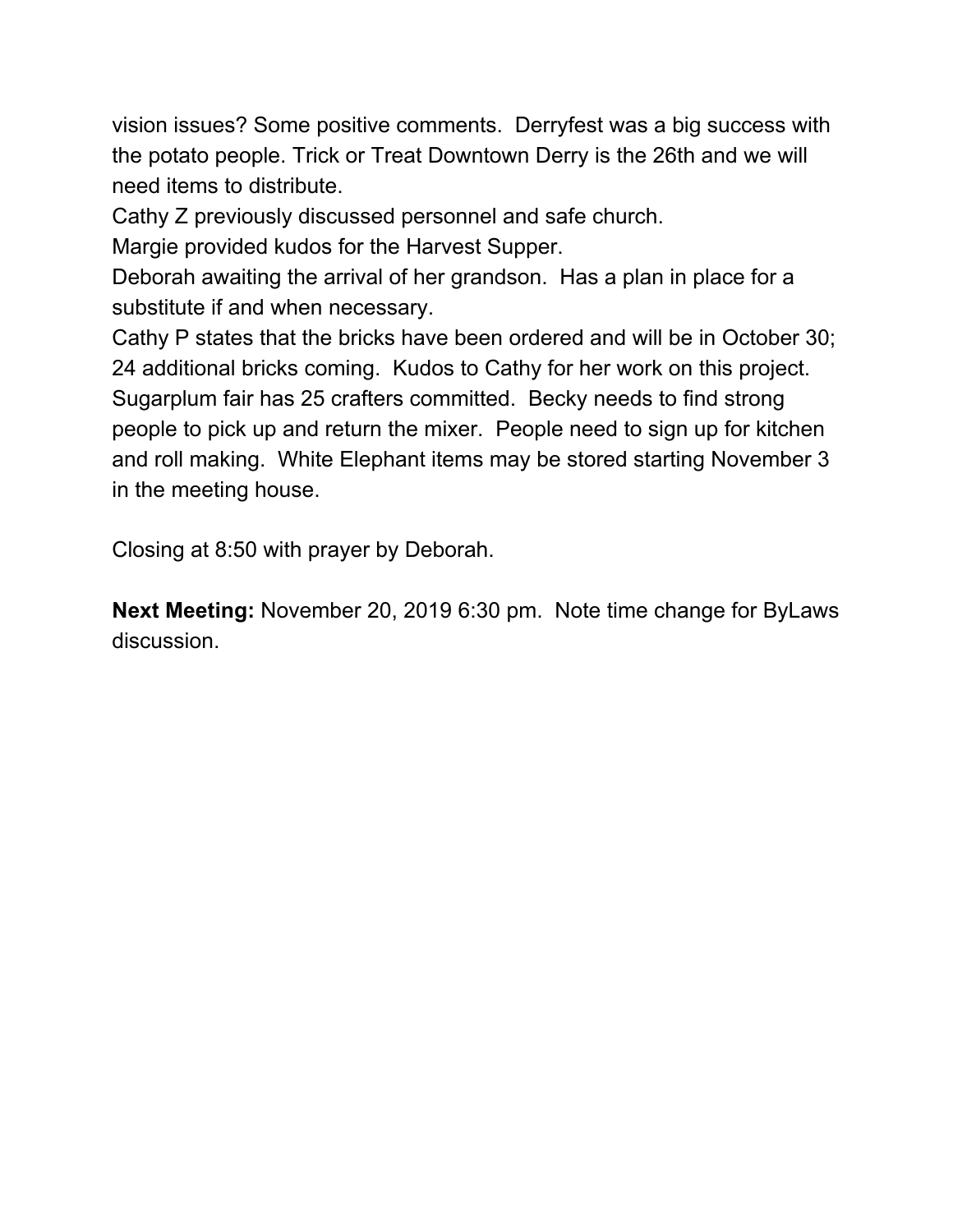vision issues? Some positive comments. Derryfest was a big success with the potato people. Trick or Treat Downtown Derry is the 26th and we will need items to distribute.

Cathy Z previously discussed personnel and safe church.

Margie provided kudos for the Harvest Supper.

Deborah awaiting the arrival of her grandson. Has a plan in place for a substitute if and when necessary.

Cathy P states that the bricks have been ordered and will be in October 30; 24 additional bricks coming. Kudos to Cathy for her work on this project.

Sugarplum fair has 25 crafters committed. Becky needs to find strong people to pick up and return the mixer. People need to sign up for kitchen and roll making. White Elephant items may be stored starting November 3 in the meeting house.

Closing at 8:50 with prayer by Deborah.

**Next Meeting:** November 20, 2019 6:30 pm. Note time change for ByLaws discussion.